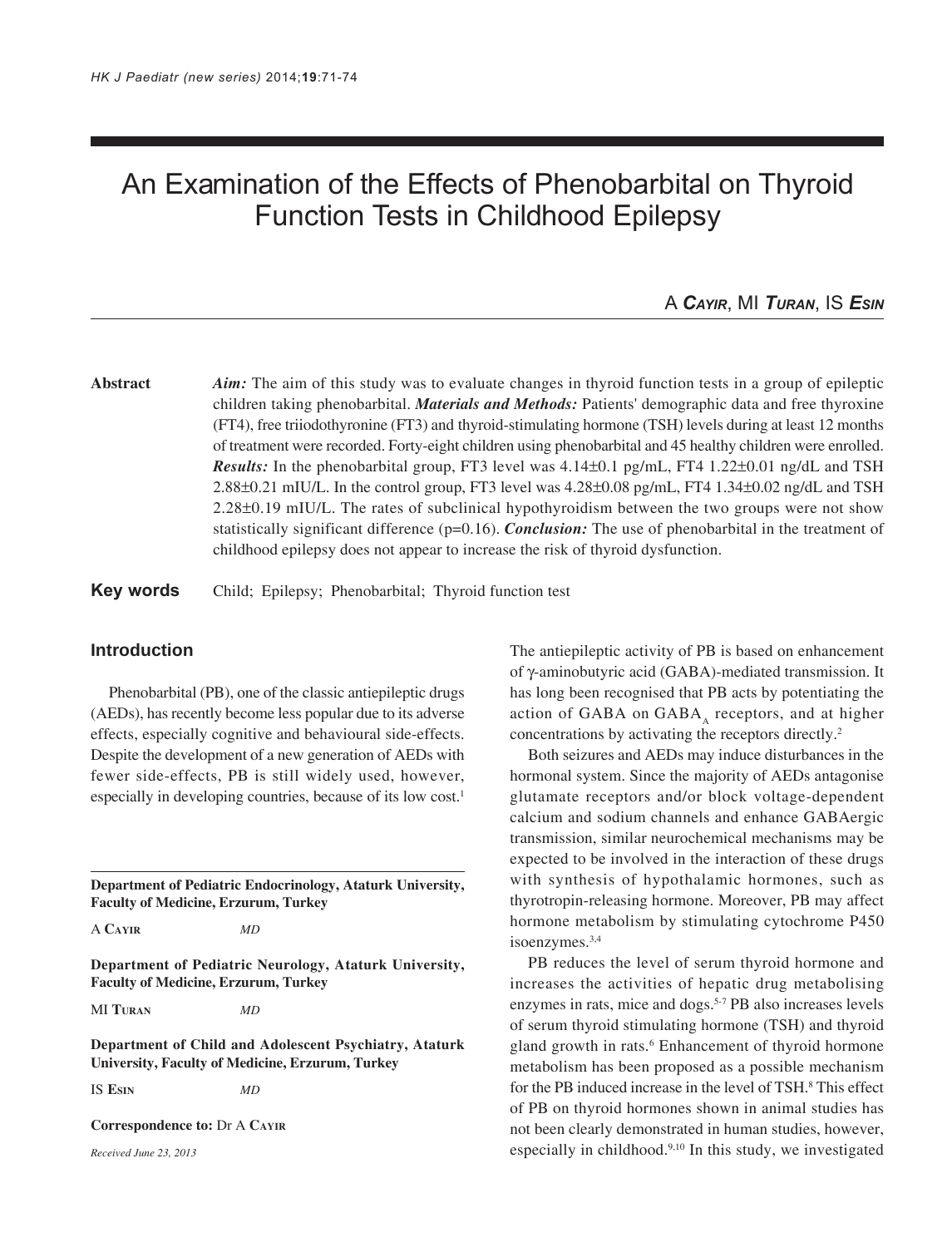# An Examination of the Effects of Phenobarbital on Thyroid Function Tests in Childhood Epilepsy

A **Cayir**, MI **Turan**, IS **Esin**

**Abstract** *Aim:* The aim of this study was to evaluate changes in thyroid function tests in a group of epileptic children taking phenobarbital. ***Materials and Methods:*** Patients' demographic data and free thyroxine (FT4), free triiodothyronine (FT3) and thyroid-stimulating hormone (TSH) levels during at least 12 months of treatment were recorded. Forty-eight children using phenobarbital and 45 healthy children were enrolled. ***Results:*** In the phenobarbital group, FT3 level was 4.14±0.1 pg/mL, FT4 1.22±0.01 ng/dL and TSH 2.88±0.21 mIU/L. In the control group, FT3 level was 4.28±0.08 pg/mL, FT4 1.34±0.02 ng/dL and TSH 2.28±0.19 mIU/L. The rates of subclinical hypothyroidism between the two groups were not show statistically significant difference (p=0.16). ***Conclusion:*** The use of phenobarbital in the treatment of childhood epilepsy does not appear to increase the risk of thyroid dysfunction.

**Key words** Child; Epilepsy; Phenobarbital; Thyroid function test

## Introduction

Phenobarbital (PB), one of the classic antiepileptic drugs (AEDs), has recently become less popular due to its adverse effects, especially cognitive and behavioural side-effects. Despite the development of a new generation of AEDs with fewer side-effects, PB is still widely used, however, especially in developing countries, because of its low cost.[1]

**Department of Pediatric Endocrinology, Ataturk University, Faculty of Medicine, Erzurum, Turkey**

A **Cayir** *MD*

**Department of Pediatric Neurology, Ataturk University, Faculty of Medicine, Erzurum, Turkey**

MI **Turan** *MD*

**Department of Child and Adolescent Psychiatry, Ataturk University, Faculty of Medicine, Erzurum, Turkey**

IS **Esin** *MD*

**Correspondence to:** Dr A **Cayir**

*Received June 23, 2013*

The antiepileptic activity of PB is based on enhancement of γ-aminobutyric acid (GABA)-mediated transmission. It has long been recognised that PB acts by potentiating the action of GABA on $GABA_A$ receptors, and at higher concentrations by activating the receptors directly.[2]

Both seizures and AEDs may induce disturbances in the hormonal system. Since the majority of AEDs antagonise glutamate receptors and/or block voltage-dependent calcium and sodium channels and enhance GABAergic transmission, similar neurochemical mechanisms may be expected to be involved in the interaction of these drugs with synthesis of hypothalamic hormones, such as thyrotropin-releasing hormone. Moreover, PB may affect hormone metabolism by stimulating cytochrome P450 isoenzymes.[3,4]

PB reduces the level of serum thyroid hormone and increases the activities of hepatic drug metabolising enzymes in rats, mice and dogs.[5-7] PB also increases levels of serum thyroid stimulating hormone (TSH) and thyroid gland growth in rats.[6] Enhancement of thyroid hormone metabolism has been proposed as a possible mechanism for the PB induced increase in the level of TSH.[8] This effect of PB on thyroid hormones shown in animal studies has not been clearly demonstrated in human studies, however, especially in childhood.[9,10] In this study, we investigated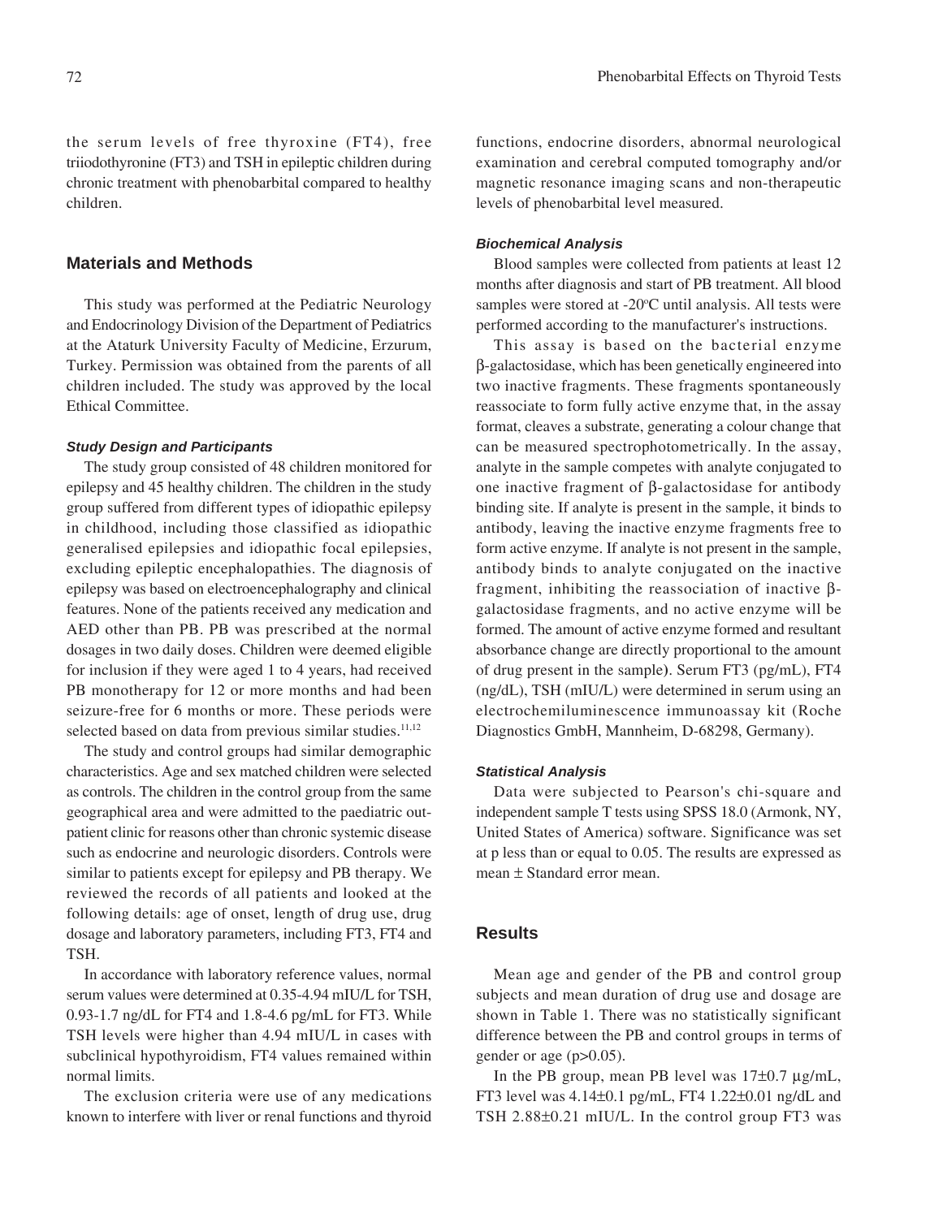the serum levels of free thyroxine (FT4), free triiodothyronine (FT3) and TSH in epileptic children during chronic treatment with phenobarbital compared to healthy children.

## Materials and Methods

This study was performed at the Pediatric Neurology and Endocrinology Division of the Department of Pediatrics at the Ataturk University Faculty of Medicine, Erzurum, Turkey. Permission was obtained from the parents of all children included. The study was approved by the local Ethical Committee.

### Study Design and Participants

The study group consisted of 48 children monitored for epilepsy and 45 healthy children. The children in the study group suffered from different types of idiopathic epilepsy in childhood, including those classified as idiopathic generalised epilepsies and idiopathic focal epilepsies, excluding epileptic encephalopathies. The diagnosis of epilepsy was based on electroencephalography and clinical features. None of the patients received any medication and AED other than PB. PB was prescribed at the normal dosages in two daily doses. Children were deemed eligible for inclusion if they were aged 1 to 4 years, had received PB monotherapy for 12 or more months and had been seizure-free for 6 months or more. These periods were selected based on data from previous similar studies.[11,12]

The study and control groups had similar demographic characteristics. Age and sex matched children were selected as controls. The children in the control group from the same geographical area and were admitted to the paediatric out-patient clinic for reasons other than chronic systemic disease such as endocrine and neurologic disorders. Controls were similar to patients except for epilepsy and PB therapy. We reviewed the records of all patients and looked at the following details: age of onset, length of drug use, drug dosage and laboratory parameters, including FT3, FT4 and TSH.

In accordance with laboratory reference values, normal serum values were determined at 0.35-4.94 mIU/L for TSH, 0.93-1.7 ng/dL for FT4 and 1.8-4.6 pg/mL for FT3. While TSH levels were higher than 4.94 mIU/L in cases with subclinical hypothyroidism, FT4 values remained within normal limits.

The exclusion criteria were use of any medications known to interfere with liver or renal functions and thyroid functions, endocrine disorders, abnormal neurological examination and cerebral computed tomography and/or magnetic resonance imaging scans and non-therapeutic levels of phenobarbital level measured.

### Biochemical Analysis

Blood samples were collected from patients at least 12 months after diagnosis and start of PB treatment. All blood samples were stored at -20ºC until analysis. All tests were performed according to the manufacturer's instructions.

This assay is based on the bacterial enzyme β-galactosidase, which has been genetically engineered into two inactive fragments. These fragments spontaneously reassociate to form fully active enzyme that, in the assay format, cleaves a substrate, generating a colour change that can be measured spectrophotometrically. In the assay, analyte in the sample competes with analyte conjugated to one inactive fragment of β-galactosidase for antibody binding site. If analyte is present in the sample, it binds to antibody, leaving the inactive enzyme fragments free to form active enzyme. If analyte is not present in the sample, antibody binds to analyte conjugated on the inactive fragment, inhibiting the reassociation of inactive β-galactosidase fragments, and no active enzyme will be formed. The amount of active enzyme formed and resultant absorbance change are directly proportional to the amount of drug present in the sample). Serum FT3 (pg/mL), FT4 (ng/dL), TSH (mIU/L) were determined in serum using an electrochemiluminescence immunoassay kit (Roche Diagnostics GmbH, Mannheim, D-68298, Germany).

### Statistical Analysis

Data were subjected to Pearson's chi-square and independent sample T tests using SPSS 18.0 (Armonk, NY, United States of America) software. Significance was set at p less than or equal to 0.05. The results are expressed as mean ± Standard error mean.

## Results

Mean age and gender of the PB and control group subjects and mean duration of drug use and dosage are shown in Table 1. There was no statistically significant difference between the PB and control groups in terms of gender or age ($p>0.05$).

In the PB group, mean PB level was 17±0.7 µg/mL, FT3 level was 4.14±0.1 pg/mL, FT4 1.22±0.01 ng/dL and TSH 2.88±0.21 mIU/L. In the control group FT3 was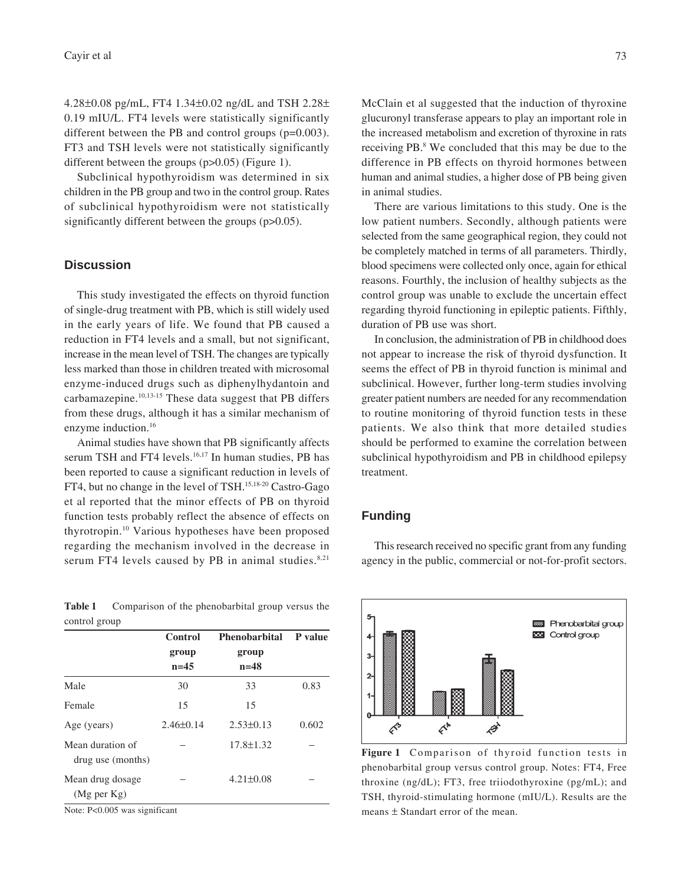4.28±0.08 pg/mL, FT4 1.34±0.02 ng/dL and TSH 2.28± 0.19 mIU/L. FT4 levels were statistically significantly different between the PB and control groups (p=0.003). FT3 and TSH levels were not statistically significantly different between the groups (p>0.05) (Figure 1).

Subclinical hypothyroidism was determined in six children in the PB group and two in the control group. Rates of subclinical hypothyroidism were not statistically significantly different between the groups (p>0.05).

## Discussion

This study investigated the effects on thyroid function of single-drug treatment with PB, which is still widely used in the early years of life. We found that PB caused a reduction in FT4 levels and a small, but not significant, increase in the mean level of TSH. The changes are typically less marked than those in children treated with microsomal enzyme-induced drugs such as diphenylhydantoin and carbamazepine.[10,13-15] These data suggest that PB differs from these drugs, although it has a similar mechanism of enzyme induction.[16]

Animal studies have shown that PB significantly affects serum TSH and FT4 levels.[16,17] In human studies, PB has been reported to cause a significant reduction in levels of FT4, but no change in the level of TSH.[15,18-20] Castro-Gago et al reported that the minor effects of PB on thyroid function tests probably reflect the absence of effects on thyrotropin.[10] Various hypotheses have been proposed regarding the mechanism involved in the decrease in serum FT4 levels caused by PB in animal studies.[8,21]

**Table 1** Comparison of the phenobarbital group versus the control group

| | Control group n=45 | Phenobarbital group n=48 | P value |
|---|---|---|---|
| Male | 30 | 33 | 0.83 |
| Female | 15 | 15 | |
| Age (years) | 2.46±0.14 | 2.53±0.13 | 0.602 |
| Mean duration of drug use (months) | – | 17.8±1.32 | – |
| Mean drug dosage (Mg per Kg) | – | 4.21±0.08 | – |

Note: P<0.005 was significant

McClain et al suggested that the induction of thyroxine glucuronyl transferase appears to play an important role in the increased metabolism and excretion of thyroxine in rats receiving PB.[8] We concluded that this may be due to the difference in PB effects on thyroid hormones between human and animal studies, a higher dose of PB being given in animal studies.

There are various limitations to this study. One is the low patient numbers. Secondly, although patients were selected from the same geographical region, they could not be completely matched in terms of all parameters. Thirdly, blood specimens were collected only once, again for ethical reasons. Fourthly, the inclusion of healthy subjects as the control group was unable to exclude the uncertain effect regarding thyroid functioning in epileptic patients. Fifthly, duration of PB use was short.

In conclusion, the administration of PB in childhood does not appear to increase the risk of thyroid dysfunction. It seems the effect of PB in thyroid function is minimal and subclinical. However, further long-term studies involving greater patient numbers are needed for any recommendation to routine monitoring of thyroid function tests in these patients. We also think that more detailed studies should be performed to examine the correlation between subclinical hypothyroidism and PB in childhood epilepsy treatment.

## Funding

This research received no specific grant from any funding agency in the public, commercial or not-for-profit sectors.

**Figure 1** Comparison of thyroid function tests in phenobarbital group versus control group. Notes: FT4, Free throxine (ng/dL); FT3, free triiodothyroxine (pg/mL); and TSH, thyroid-stimulating hormone (mIU/L). Results are the means ± Standart error of the mean.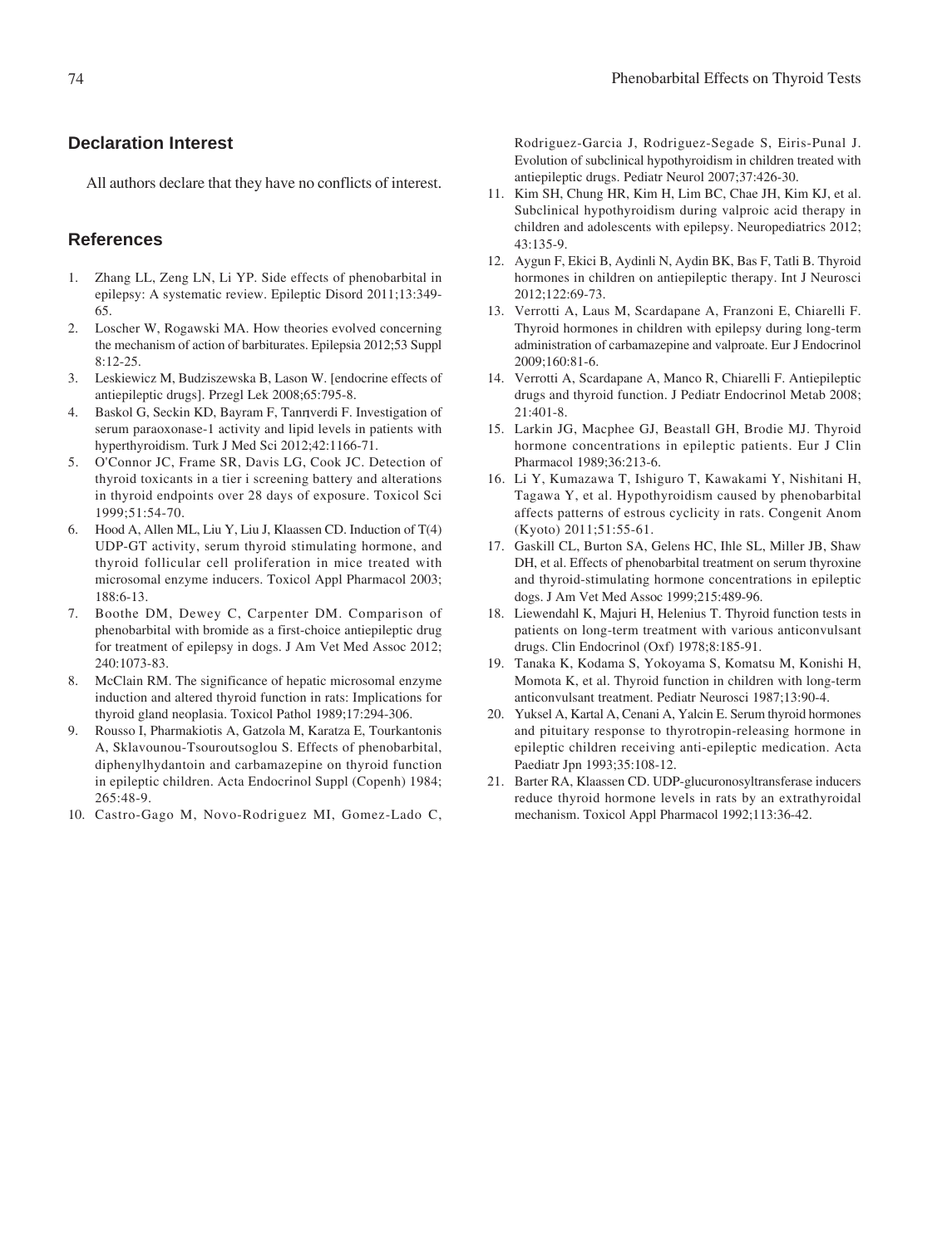## Declaration Interest

All authors declare that they have no conflicts of interest.

## References

1. Zhang LL, Zeng LN, Li YP. Side effects of phenobarbital in epilepsy: A systematic review. Epileptic Disord 2011;13:349-65.
2. Loscher W, Rogawski MA. How theories evolved concerning the mechanism of action of barbiturates. Epilepsia 2012;53 Suppl 8:12-25.
3. Leskiewicz M, Budziszewska B, Lason W. [endocrine effects of antiepileptic drugs]. Przegl Lek 2008;65:795-8.
4. Baskol G, Seckin KD, Bayram F, Tanrıverdi F. Investigation of serum paraoxonase-1 activity and lipid levels in patients with hyperthyroidism. Turk J Med Sci 2012;42:1166-71.
5. O'Connor JC, Frame SR, Davis LG, Cook JC. Detection of thyroid toxicants in a tier i screening battery and alterations in thyroid endpoints over 28 days of exposure. Toxicol Sci 1999;51:54-70.
6. Hood A, Allen ML, Liu Y, Liu J, Klaassen CD. Induction of T(4) UDP-GT activity, serum thyroid stimulating hormone, and thyroid follicular cell proliferation in mice treated with microsomal enzyme inducers. Toxicol Appl Pharmacol 2003; 188:6-13.
7. Boothe DM, Dewey C, Carpenter DM. Comparison of phenobarbital with bromide as a first-choice antiepileptic drug for treatment of epilepsy in dogs. J Am Vet Med Assoc 2012; 240:1073-83.
8. McClain RM. The significance of hepatic microsomal enzyme induction and altered thyroid function in rats: Implications for thyroid gland neoplasia. Toxicol Pathol 1989;17:294-306.
9. Rousso I, Pharmakiotis A, Gatzola M, Karatza E, Tourkantonis A, Sklavounou-Tsouroutsoglou S. Effects of phenobarbital, diphenylhydantoin and carbamazepine on thyroid function in epileptic children. Acta Endocrinol Suppl (Copenh) 1984; 265:48-9.
10. Castro-Gago M, Novo-Rodriguez MI, Gomez-Lado C, Rodriguez-Garcia J, Rodriguez-Segade S, Eiris-Punal J. Evolution of subclinical hypothyroidism in children treated with antiepileptic drugs. Pediatr Neurol 2007;37:426-30.
11. Kim SH, Chung HR, Kim H, Lim BC, Chae JH, Kim KJ, et al. Subclinical hypothyroidism during valproic acid therapy in children and adolescents with epilepsy. Neuropediatrics 2012; 43:135-9.
12. Aygun F, Ekici B, Aydinli N, Aydin BK, Bas F, Tatli B. Thyroid hormones in children on antiepileptic therapy. Int J Neurosci 2012;122:69-73.
13. Verrotti A, Laus M, Scardapane A, Franzoni E, Chiarelli F. Thyroid hormones in children with epilepsy during long-term administration of carbamazepine and valproate. Eur J Endocrinol 2009;160:81-6.
14. Verrotti A, Scardapane A, Manco R, Chiarelli F. Antiepileptic drugs and thyroid function. J Pediatr Endocrinol Metab 2008; 21:401-8.
15. Larkin JG, Macphee GJ, Beastall GH, Brodie MJ. Thyroid hormone concentrations in epileptic patients. Eur J Clin Pharmacol 1989;36:213-6.
16. Li Y, Kumazawa T, Ishiguro T, Kawakami Y, Nishitani H, Tagawa Y, et al. Hypothyroidism caused by phenobarbital affects patterns of estrous cyclicity in rats. Congenit Anom (Kyoto) 2011;51:55-61.
17. Gaskill CL, Burton SA, Gelens HC, Ihle SL, Miller JB, Shaw DH, et al. Effects of phenobarbital treatment on serum thyroxine and thyroid-stimulating hormone concentrations in epileptic dogs. J Am Vet Med Assoc 1999;215:489-96.
18. Liewendahl K, Majuri H, Helenius T. Thyroid function tests in patients on long-term treatment with various anticonvulsant drugs. Clin Endocrinol (Oxf) 1978;8:185-91.
19. Tanaka K, Kodama S, Yokoyama S, Komatsu M, Konishi H, Momota K, et al. Thyroid function in children with long-term anticonvulsant treatment. Pediatr Neurosci 1987;13:90-4.
20. Yuksel A, Kartal A, Cenani A, Yalcin E. Serum thyroid hormones and pituitary response to thyrotropin-releasing hormone in epileptic children receiving anti-epileptic medication. Acta Paediatr Jpn 1993;35:108-12.
21. Barter RA, Klaassen CD. UDP-glucuronosyltransferase inducers reduce thyroid hormone levels in rats by an extrathyroidal mechanism. Toxicol Appl Pharmacol 1992;113:36-42.